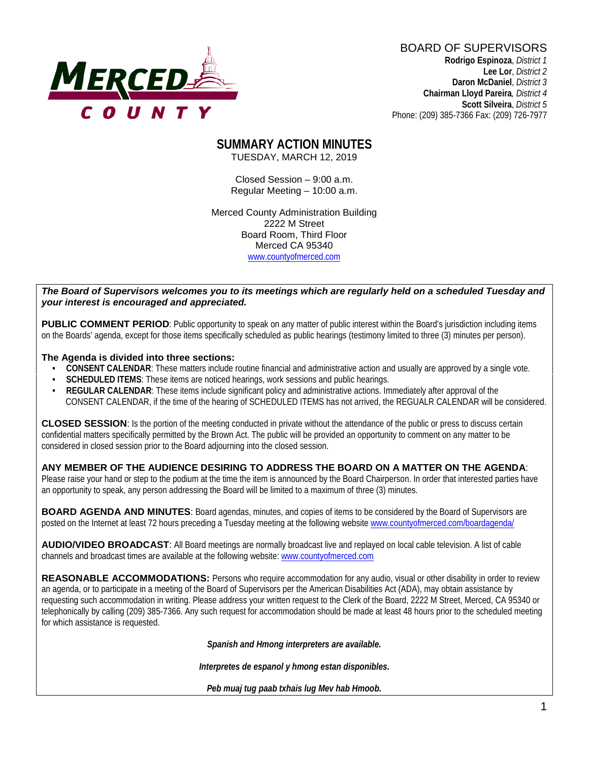MERCED COUNTY

BOARD OF SUPERVISORS
**Rodrigo Espinoza**, *District 1*
**Lee Lor**, *District 2*
**Daron McDaniel**, *District 3*
**Chairman Lloyd Pareira**, *District 4*
**Scott Silveira**, *District 5*
Phone: (209) 385-7366 Fax: (209) 726-7977

# SUMMARY ACTION MINUTES

TUESDAY, MARCH 12, 2019

Closed Session – 9:00 a.m.
Regular Meeting – 10:00 a.m.

Merced County Administration Building
2222 M Street
Board Room, Third Floor
Merced CA 95340
www.countyofmerced.com

***The Board of Supervisors welcomes you to its meetings which are regularly held on a scheduled Tuesday and your interest is encouraged and appreciated.***

**PUBLIC COMMENT PERIOD**: Public opportunity to speak on any matter of public interest within the Board's jurisdiction including items on the Boards' agenda, except for those items specifically scheduled as public hearings (testimony limited to three (3) minutes per person).

**The Agenda is divided into three sections:**

- **CONSENT CALENDAR**: These matters include routine financial and administrative action and usually are approved by a single vote.
- **SCHEDULED ITEMS**: These items are noticed hearings, work sessions and public hearings.
- **REGULAR CALENDAR**: These items include significant policy and administrative actions. Immediately after approval of the CONSENT CALENDAR, if the time of the hearing of SCHEDULED ITEMS has not arrived, the REGUALR CALENDAR will be considered.

**CLOSED SESSION**: Is the portion of the meeting conducted in private without the attendance of the public or press to discuss certain confidential matters specifically permitted by the Brown Act. The public will be provided an opportunity to comment on any matter to be considered in closed session prior to the Board adjourning into the closed session.

**ANY MEMBER OF THE AUDIENCE DESIRING TO ADDRESS THE BOARD ON A MATTER ON THE AGENDA**: Please raise your hand or step to the podium at the time the item is announced by the Board Chairperson. In order that interested parties have an opportunity to speak, any person addressing the Board will be limited to a maximum of three (3) minutes.

**BOARD AGENDA AND MINUTES**: Board agendas, minutes, and copies of items to be considered by the Board of Supervisors are posted on the Internet at least 72 hours preceding a Tuesday meeting at the following website www.countyofmerced.com/boardagenda/

**AUDIO/VIDEO BROADCAST**: All Board meetings are normally broadcast live and replayed on local cable television. A list of cable channels and broadcast times are available at the following website: www.countyofmerced.com

**REASONABLE ACCOMMODATIONS:** Persons who require accommodation for any audio, visual or other disability in order to review an agenda, or to participate in a meeting of the Board of Supervisors per the American Disabilities Act (ADA), may obtain assistance by requesting such accommodation in writing. Please address your written request to the Clerk of the Board, 2222 M Street, Merced, CA 95340 or telephonically by calling (209) 385-7366. Any such request for accommodation should be made at least 48 hours prior to the scheduled meeting for which assistance is requested.

***Spanish and Hmong interpreters are available.***

***Interpretes de espanol y hmong estan disponibles.***

***Peb muaj tug paab txhais lug Mev hab Hmoob.***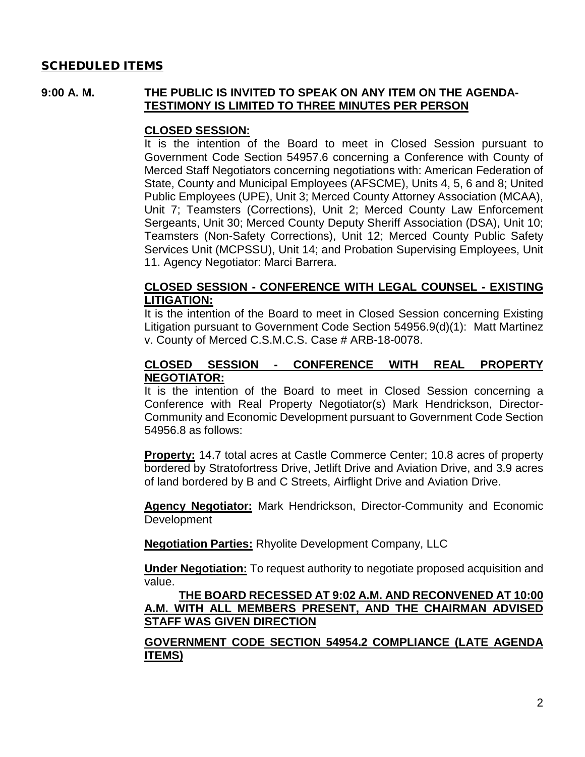## SCHEDULED ITEMS

**9:00 A. M. THE PUBLIC IS INVITED TO SPEAK ON ANY ITEM ON THE AGENDA-**
**TESTIMONY IS LIMITED TO THREE MINUTES PER PERSON**

**CLOSED SESSION:**

It is the intention of the Board to meet in Closed Session pursuant to Government Code Section 54957.6 concerning a Conference with County of Merced Staff Negotiators concerning negotiations with: American Federation of State, County and Municipal Employees (AFSCME), Units 4, 5, 6 and 8; United Public Employees (UPE), Unit 3; Merced County Attorney Association (MCAA), Unit 7; Teamsters (Corrections), Unit 2; Merced County Law Enforcement Sergeants, Unit 30; Merced County Deputy Sheriff Association (DSA), Unit 10; Teamsters (Non-Safety Corrections), Unit 12; Merced County Public Safety Services Unit (MCPSSU), Unit 14; and Probation Supervising Employees, Unit 11. Agency Negotiator: Marci Barrera.

**CLOSED SESSION - CONFERENCE WITH LEGAL COUNSEL - EXISTING LITIGATION:**

It is the intention of the Board to meet in Closed Session concerning Existing Litigation pursuant to Government Code Section 54956.9(d)(1): Matt Martinez v. County of Merced C.S.M.C.S. Case # ARB-18-0078.

**CLOSED SESSION - CONFERENCE WITH REAL PROPERTY NEGOTIATOR:**

It is the intention of the Board to meet in Closed Session concerning a Conference with Real Property Negotiator(s) Mark Hendrickson, Director-Community and Economic Development pursuant to Government Code Section 54956.8 as follows:

**Property:** 14.7 total acres at Castle Commerce Center; 10.8 acres of property bordered by Stratofortress Drive, Jetlift Drive and Aviation Drive, and 3.9 acres of land bordered by B and C Streets, Airflight Drive and Aviation Drive.

**Agency Negotiator:** Mark Hendrickson, Director-Community and Economic Development

**Negotiation Parties:** Rhyolite Development Company, LLC

**Under Negotiation:** To request authority to negotiate proposed acquisition and value.

**THE BOARD RECESSED AT 9:02 A.M. AND RECONVENED AT 10:00 A.M. WITH ALL MEMBERS PRESENT, AND THE CHAIRMAN ADVISED STAFF WAS GIVEN DIRECTION**

**GOVERNMENT CODE SECTION 54954.2 COMPLIANCE (LATE AGENDA ITEMS)**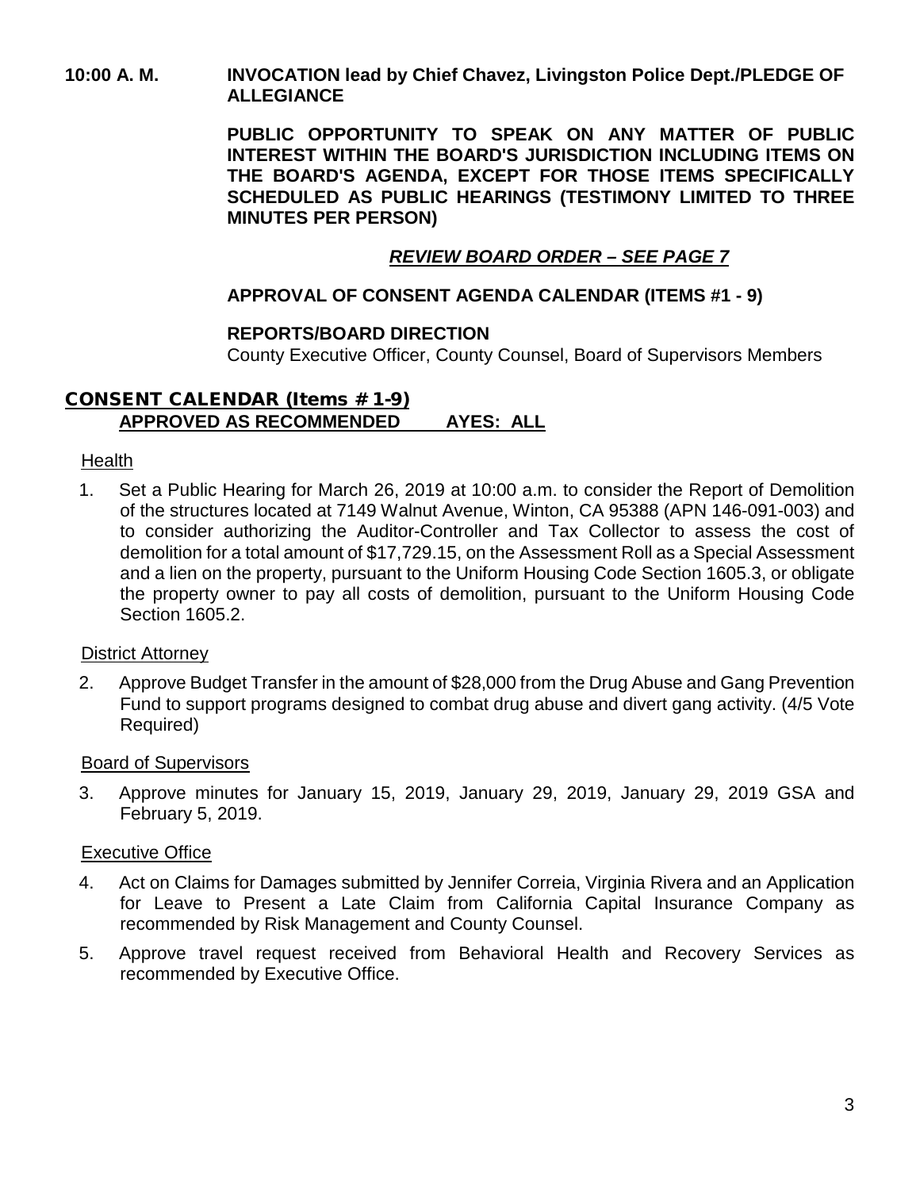**10:00 A. M.** **INVOCATION lead by Chief Chavez, Livingston Police Dept./PLEDGE OF ALLEGIANCE**

**PUBLIC OPPORTUNITY TO SPEAK ON ANY MATTER OF PUBLIC INTEREST WITHIN THE BOARD'S JURISDICTION INCLUDING ITEMS ON THE BOARD'S AGENDA, EXCEPT FOR THOSE ITEMS SPECIFICALLY SCHEDULED AS PUBLIC HEARINGS (TESTIMONY LIMITED TO THREE MINUTES PER PERSON)**

***REVIEW BOARD ORDER – SEE PAGE 7***

**APPROVAL OF CONSENT AGENDA CALENDAR (ITEMS #1 - 9)**

**REPORTS/BOARD DIRECTION**
County Executive Officer, County Counsel, Board of Supervisors Members

## CONSENT CALENDAR (Items #1-9)

**APPROVED AS RECOMMENDED AYES: ALL**

Health

1. Set a Public Hearing for March 26, 2019 at 10:00 a.m. to consider the Report of Demolition of the structures located at 7149 Walnut Avenue, Winton, CA 95388 (APN 146-091-003) and to consider authorizing the Auditor-Controller and Tax Collector to assess the cost of demolition for a total amount of $17,729.15, on the Assessment Roll as a Special Assessment and a lien on the property, pursuant to the Uniform Housing Code Section 1605.3, or obligate the property owner to pay all costs of demolition, pursuant to the Uniform Housing Code Section 1605.2.

District Attorney

2. Approve Budget Transfer in the amount of $28,000 from the Drug Abuse and Gang Prevention Fund to support programs designed to combat drug abuse and divert gang activity. (4/5 Vote Required)

Board of Supervisors

3. Approve minutes for January 15, 2019, January 29, 2019, January 29, 2019 GSA and February 5, 2019.

Executive Office

4. Act on Claims for Damages submitted by Jennifer Correia, Virginia Rivera and an Application for Leave to Present a Late Claim from California Capital Insurance Company as recommended by Risk Management and County Counsel.
5. Approve travel request received from Behavioral Health and Recovery Services as recommended by Executive Office.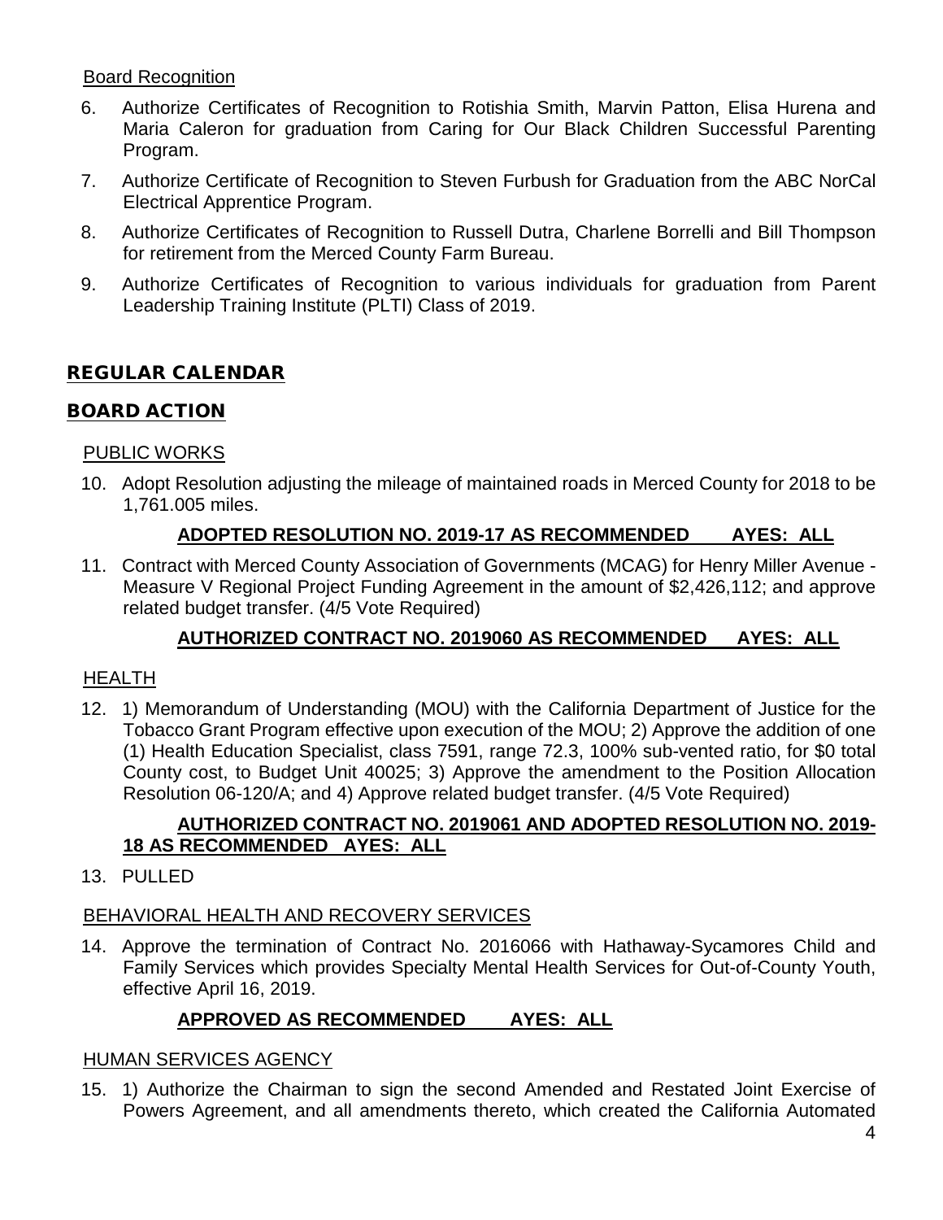Board Recognition

6. Authorize Certificates of Recognition to Rotishia Smith, Marvin Patton, Elisa Hurena and Maria Caleron for graduation from Caring for Our Black Children Successful Parenting Program.
7. Authorize Certificate of Recognition to Steven Furbush for Graduation from the ABC NorCal Electrical Apprentice Program.
8. Authorize Certificates of Recognition to Russell Dutra, Charlene Borrelli and Bill Thompson for retirement from the Merced County Farm Bureau.
9. Authorize Certificates of Recognition to various individuals for graduation from Parent Leadership Training Institute (PLTI) Class of 2019.

## REGULAR CALENDAR

## BOARD ACTION

PUBLIC WORKS

10. Adopt Resolution adjusting the mileage of maintained roads in Merced County for 2018 to be 1,761.005 miles.

    **ADOPTED RESOLUTION NO. 2019-17 AS RECOMMENDED AYES: ALL**

11. Contract with Merced County Association of Governments (MCAG) for Henry Miller Avenue - Measure V Regional Project Funding Agreement in the amount of $2,426,112; and approve related budget transfer. (4/5 Vote Required)

    **AUTHORIZED CONTRACT NO. 2019060 AS RECOMMENDED AYES: ALL**

HEALTH

12. 1) Memorandum of Understanding (MOU) with the California Department of Justice for the Tobacco Grant Program effective upon execution of the MOU; 2) Approve the addition of one (1) Health Education Specialist, class 7591, range 72.3, 100% sub-vented ratio, for $0 total County cost, to Budget Unit 40025; 3) Approve the amendment to the Position Allocation Resolution 06-120/A; and 4) Approve related budget transfer. (4/5 Vote Required)

    **AUTHORIZED CONTRACT NO. 2019061 AND ADOPTED RESOLUTION NO. 2019-18 AS RECOMMENDED AYES: ALL**

13. PULLED

BEHAVIORAL HEALTH AND RECOVERY SERVICES

14. Approve the termination of Contract No. 2016066 with Hathaway-Sycamores Child and Family Services which provides Specialty Mental Health Services for Out-of-County Youth, effective April 16, 2019.

    **APPROVED AS RECOMMENDED AYES: ALL**

HUMAN SERVICES AGENCY

15. 1) Authorize the Chairman to sign the second Amended and Restated Joint Exercise of Powers Agreement, and all amendments thereto, which created the California Automated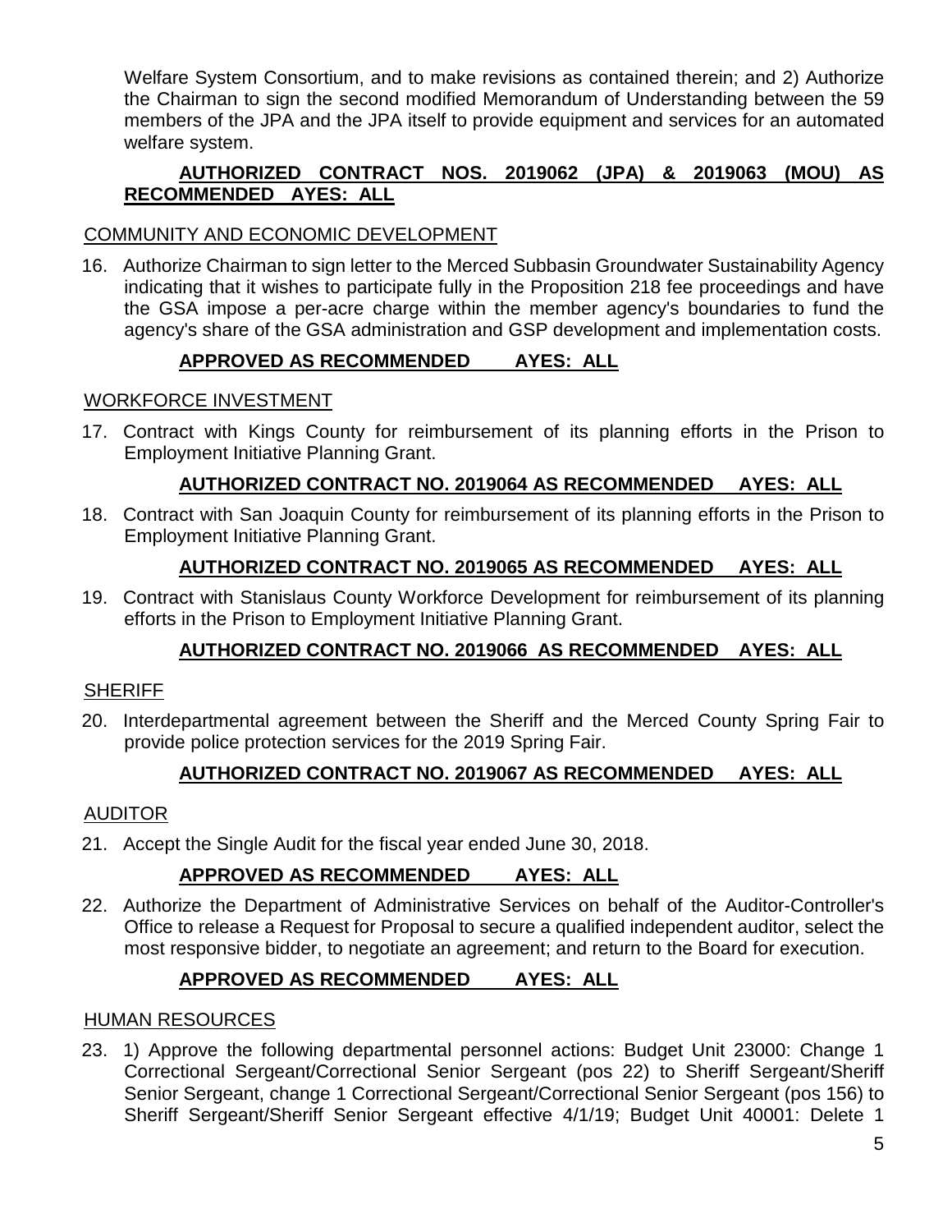Welfare System Consortium, and to make revisions as contained therein; and 2) Authorize the Chairman to sign the second modified Memorandum of Understanding between the 59 members of the JPA and the JPA itself to provide equipment and services for an automated welfare system.

**AUTHORIZED CONTRACT NOS. 2019062 (JPA) & 2019063 (MOU) AS RECOMMENDED AYES: ALL**

COMMUNITY AND ECONOMIC DEVELOPMENT

16. Authorize Chairman to sign letter to the Merced Subbasin Groundwater Sustainability Agency indicating that it wishes to participate fully in the Proposition 218 fee proceedings and have the GSA impose a per-acre charge within the member agency's boundaries to fund the agency's share of the GSA administration and GSP development and implementation costs.

**APPROVED AS RECOMMENDED AYES: ALL**

WORKFORCE INVESTMENT

17. Contract with Kings County for reimbursement of its planning efforts in the Prison to Employment Initiative Planning Grant.

**AUTHORIZED CONTRACT NO. 2019064 AS RECOMMENDED AYES: ALL**

18. Contract with San Joaquin County for reimbursement of its planning efforts in the Prison to Employment Initiative Planning Grant.

**AUTHORIZED CONTRACT NO. 2019065 AS RECOMMENDED AYES: ALL**

19. Contract with Stanislaus County Workforce Development for reimbursement of its planning efforts in the Prison to Employment Initiative Planning Grant.

**AUTHORIZED CONTRACT NO. 2019066 AS RECOMMENDED AYES: ALL**

SHERIFF

20. Interdepartmental agreement between the Sheriff and the Merced County Spring Fair to provide police protection services for the 2019 Spring Fair.

**AUTHORIZED CONTRACT NO. 2019067 AS RECOMMENDED AYES: ALL**

AUDITOR

21. Accept the Single Audit for the fiscal year ended June 30, 2018.

**APPROVED AS RECOMMENDED AYES: ALL**

22. Authorize the Department of Administrative Services on behalf of the Auditor-Controller's Office to release a Request for Proposal to secure a qualified independent auditor, select the most responsive bidder, to negotiate an agreement; and return to the Board for execution.

**APPROVED AS RECOMMENDED AYES: ALL**

HUMAN RESOURCES

23. 1) Approve the following departmental personnel actions: Budget Unit 23000: Change 1 Correctional Sergeant/Correctional Senior Sergeant (pos 22) to Sheriff Sergeant/Sheriff Senior Sergeant, change 1 Correctional Sergeant/Correctional Senior Sergeant (pos 156) to Sheriff Sergeant/Sheriff Senior Sergeant effective 4/1/19; Budget Unit 40001: Delete 1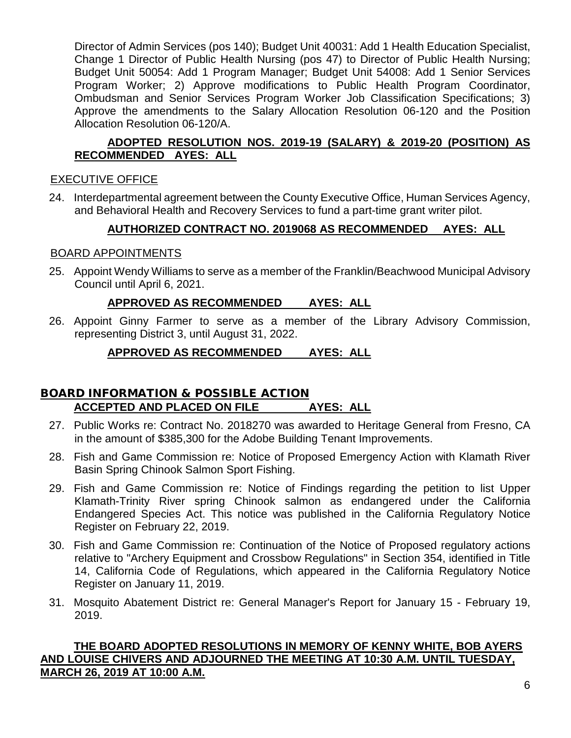Director of Admin Services (pos 140); Budget Unit 40031: Add 1 Health Education Specialist, Change 1 Director of Public Health Nursing (pos 47) to Director of Public Health Nursing; Budget Unit 50054: Add 1 Program Manager; Budget Unit 54008: Add 1 Senior Services Program Worker; 2) Approve modifications to Public Health Program Coordinator, Ombudsman and Senior Services Program Worker Job Classification Specifications; 3) Approve the amendments to the Salary Allocation Resolution 06-120 and the Position Allocation Resolution 06-120/A.

**ADOPTED RESOLUTION NOS. 2019-19 (SALARY) & 2019-20 (POSITION) AS RECOMMENDED AYES: ALL**

EXECUTIVE OFFICE

24. Interdepartmental agreement between the County Executive Office, Human Services Agency, and Behavioral Health and Recovery Services to fund a part-time grant writer pilot.

    **AUTHORIZED CONTRACT NO. 2019068 AS RECOMMENDED AYES: ALL**

BOARD APPOINTMENTS

25. Appoint Wendy Williams to serve as a member of the Franklin/Beachwood Municipal Advisory Council until April 6, 2021.

    **APPROVED AS RECOMMENDED AYES: ALL**

26. Appoint Ginny Farmer to serve as a member of the Library Advisory Commission, representing District 3, until August 31, 2022.

    **APPROVED AS RECOMMENDED AYES: ALL**

## BOARD INFORMATION & POSSIBLE ACTION

**ACCEPTED AND PLACED ON FILE AYES: ALL**

27. Public Works re: Contract No. 2018270 was awarded to Heritage General from Fresno, CA in the amount of $385,300 for the Adobe Building Tenant Improvements.
28. Fish and Game Commission re: Notice of Proposed Emergency Action with Klamath River Basin Spring Chinook Salmon Sport Fishing.
29. Fish and Game Commission re: Notice of Findings regarding the petition to list Upper Klamath-Trinity River spring Chinook salmon as endangered under the California Endangered Species Act. This notice was published in the California Regulatory Notice Register on February 22, 2019.
30. Fish and Game Commission re: Continuation of the Notice of Proposed regulatory actions relative to "Archery Equipment and Crossbow Regulations" in Section 354, identified in Title 14, California Code of Regulations, which appeared in the California Regulatory Notice Register on January 11, 2019.
31. Mosquito Abatement District re: General Manager's Report for January 15 - February 19, 2019.

**THE BOARD ADOPTED RESOLUTIONS IN MEMORY OF KENNY WHITE, BOB AYERS AND LOUISE CHIVERS AND ADJOURNED THE MEETING AT 10:30 A.M. UNTIL TUESDAY, MARCH 26, 2019 AT 10:00 A.M.**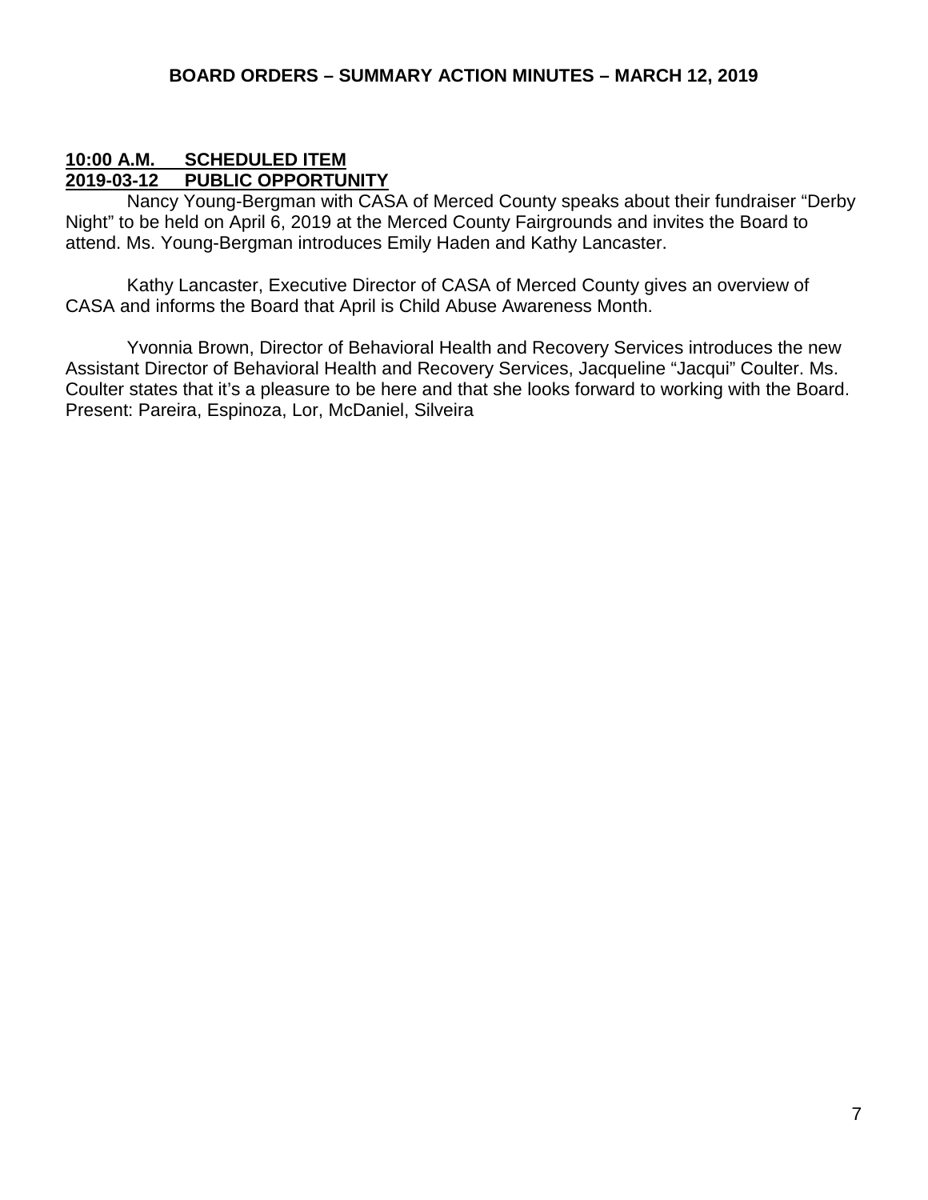**BOARD ORDERS – SUMMARY ACTION MINUTES – MARCH 12, 2019**

**10:00 A.M. SCHEDULED ITEM**
**2019-03-12 PUBLIC OPPORTUNITY**

Nancy Young-Bergman with CASA of Merced County speaks about their fundraiser "Derby Night" to be held on April 6, 2019 at the Merced County Fairgrounds and invites the Board to attend. Ms. Young-Bergman introduces Emily Haden and Kathy Lancaster.

Kathy Lancaster, Executive Director of CASA of Merced County gives an overview of CASA and informs the Board that April is Child Abuse Awareness Month.

Yvonnia Brown, Director of Behavioral Health and Recovery Services introduces the new Assistant Director of Behavioral Health and Recovery Services, Jacqueline "Jacqui" Coulter. Ms. Coulter states that it's a pleasure to be here and that she looks forward to working with the Board.
Present: Pareira, Espinoza, Lor, McDaniel, Silveira